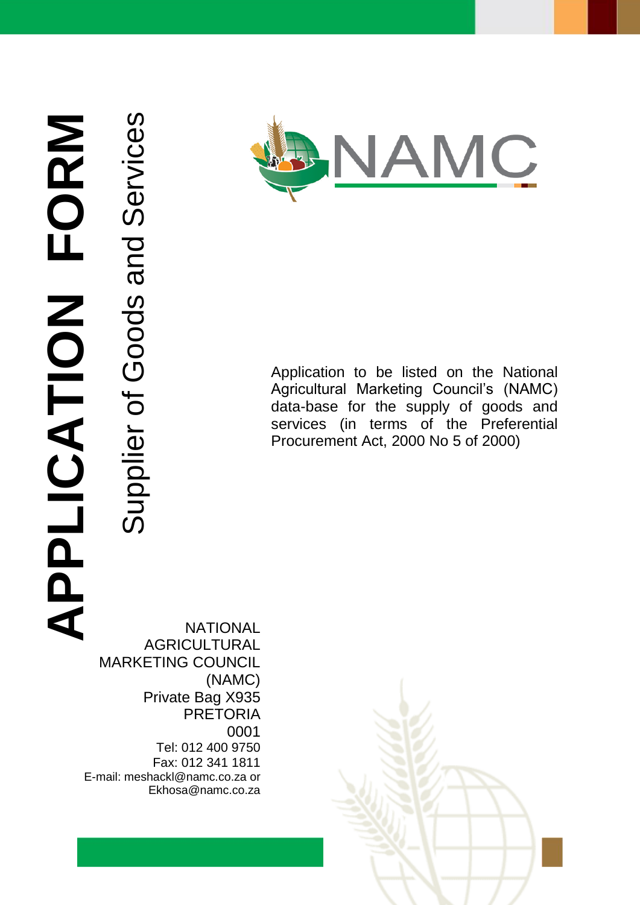# APPLICATION FORM

## Supplier of Goods and Services

NAMC

Application to be listed on the National Agricultural Marketing Council's (NAMC) data-base for the supply of goods and services (in terms of the Preferential Procurement Act, 2000 No 5 of 2000)

NATIONAL AGRICULTURAL MARKETING COUNCIL (NAMC)
Private Bag X935
PRETORIA
0001
Tel: 012 400 9750
Fax: 012 341 1811
E-mail: meshackl@namc.co.za or Ekhosa@namc.co.za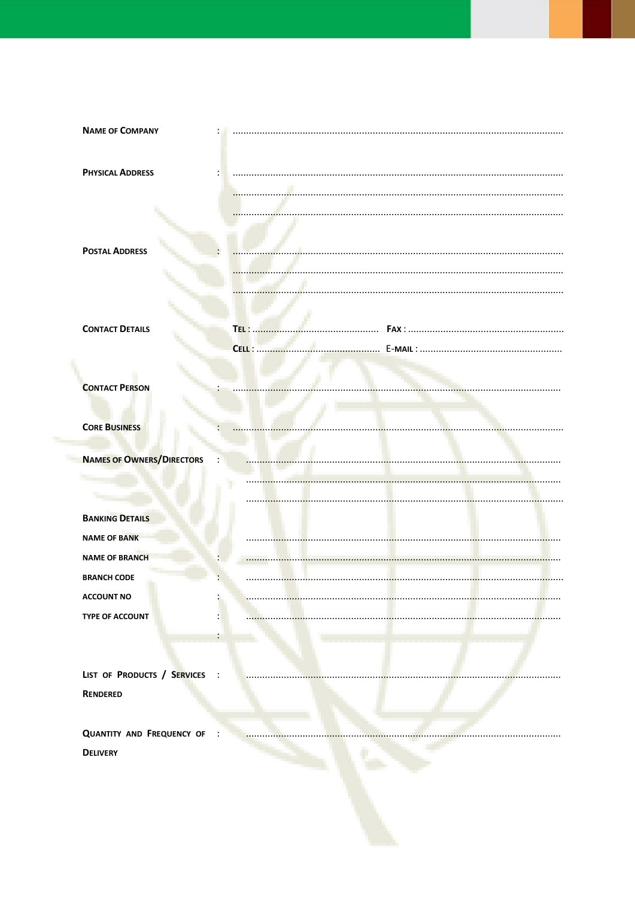**Name of Company** : ..........................................................................................................................

**Physical Address** : ..........................................................................................................................

..........................................................................................................................

..........................................................................................................................

**Postal Address** : ..........................................................................................................................

..........................................................................................................................

..........................................................................................................................

**Contact Details**

**Tel :** ............................................... **Fax :** .........................................................

**Cell :** .............................................. **E-mail :** ....................................................

**Contact Person** : ..........................................................................................................................

**Core Business** : ..........................................................................................................................

**Names of Owners/Directors** : ..........................................................................................................................

..........................................................................................................................

..........................................................................................................................

**Banking Details**

**Name of Bank** ..........................................................................................................................

**Name of Branch** : ..........................................................................................................................

**Branch Code** : ..........................................................................................................................

**Account No** : ..........................................................................................................................

**Type of Account** : ..........................................................................................................................

:

**List of Products / Services Rendered** : ..........................................................................................................................

**Quantity and Frequency of Delivery** : ..........................................................................................................................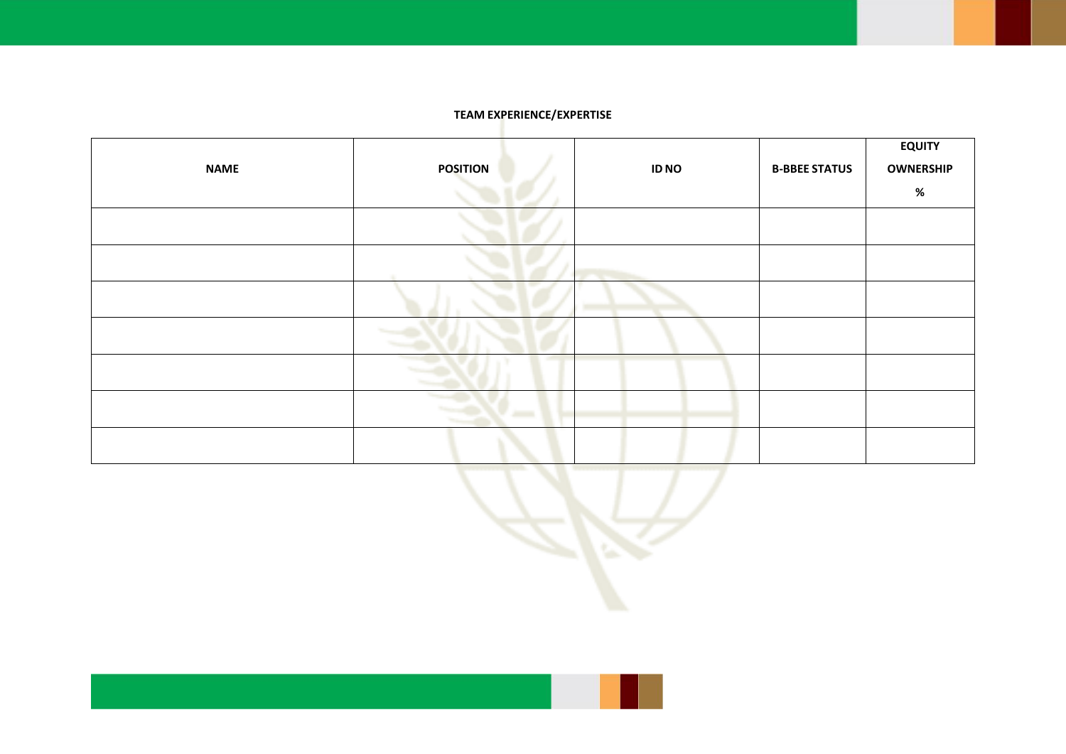**TEAM EXPERIENCE/EXPERTISE**

| NAME | POSITION | ID NO | B-BBEE STATUS | EQUITY OWNERSHIP % |
|---|---|---|---|---|
| | | | | |
| | | | | |
| | | | | |
| | | | | |
| | | | | |
| | | | | |
| | | | | |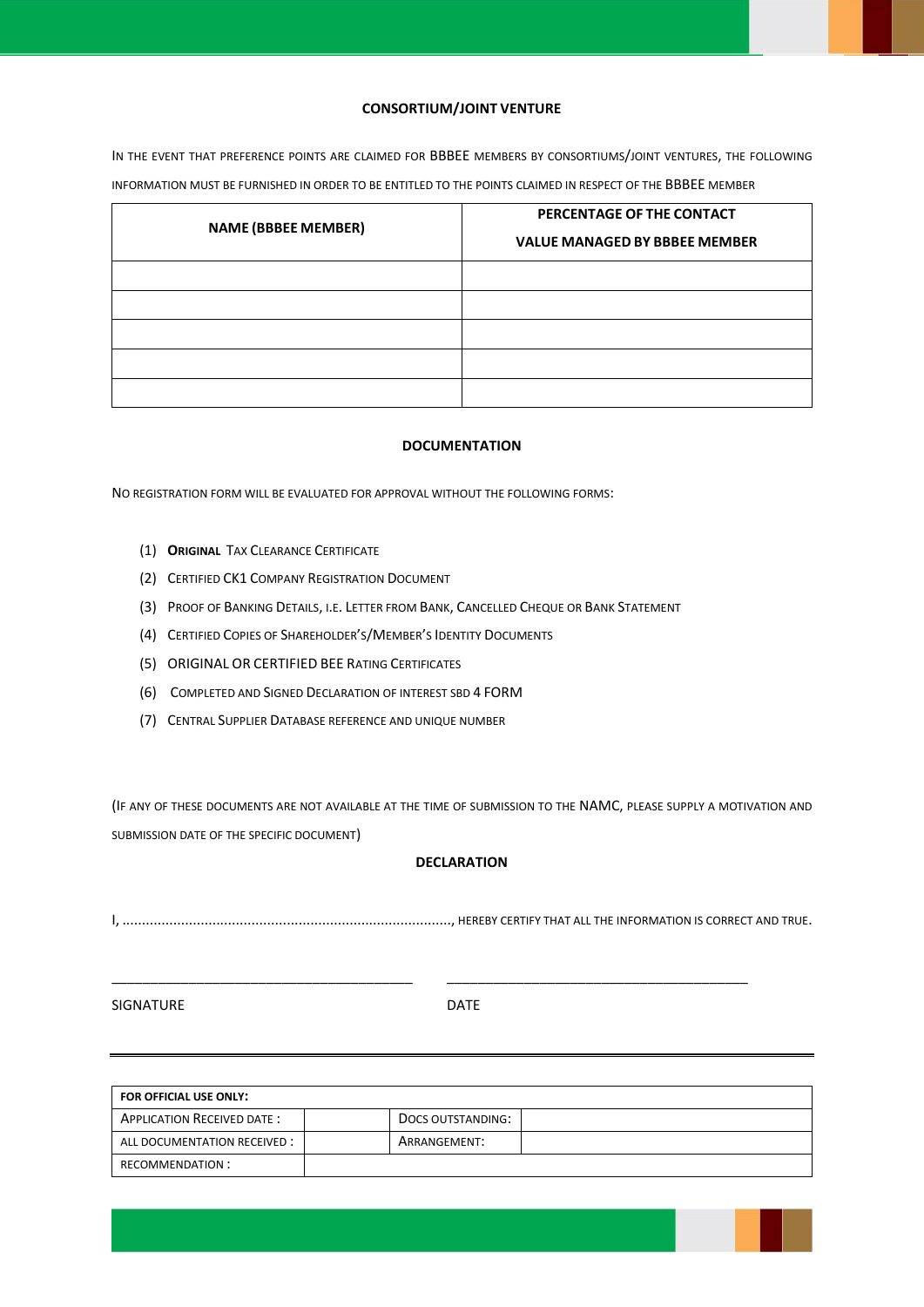## CONSORTIUM/JOINT VENTURE

IN THE EVENT THAT PREFERENCE POINTS ARE CLAIMED FOR BBBEE MEMBERS BY CONSORTIUMS/JOINT VENTURES, THE FOLLOWING INFORMATION MUST BE FURNISHED IN ORDER TO BE ENTITLED TO THE POINTS CLAIMED IN RESPECT OF THE BBBEE MEMBER

| NAME (BBBEE MEMBER) | PERCENTAGE OF THE CONTACT VALUE MANAGED BY BBBEE MEMBER |
|---|---|
| | |
| | |
| | |
| | |
| | |

## DOCUMENTATION

NO REGISTRATION FORM WILL BE EVALUATED FOR APPROVAL WITHOUT THE FOLLOWING FORMS:

(1) **ORIGINAL** TAX CLEARANCE CERTIFICATE

(2) CERTIFIED CK1 COMPANY REGISTRATION DOCUMENT

(3) PROOF OF BANKING DETAILS, I.E. LETTER FROM BANK, CANCELLED CHEQUE OR BANK STATEMENT

(4) CERTIFIED COPIES OF SHAREHOLDER'S/MEMBER'S IDENTITY DOCUMENTS

(5) ORIGINAL OR CERTIFIED BEE RATING CERTIFICATES

(6) COMPLETED AND SIGNED DECLARATION OF INTEREST SBD 4 FORM

(7) CENTRAL SUPPLIER DATABASE REFERENCE AND UNIQUE NUMBER

(IF ANY OF THESE DOCUMENTS ARE NOT AVAILABLE AT THE TIME OF SUBMISSION TO THE NAMC, PLEASE SUPPLY A MOTIVATION AND SUBMISSION DATE OF THE SPECIFIC DOCUMENT)

## DECLARATION

I, ........................................................................................, HEREBY CERTIFY THAT ALL THE INFORMATION IS CORRECT AND TRUE.

_______________________________________ _______________________________________

SIGNATURE DATE

| FOR OFFICIAL USE ONLY: | | | |
|---|---|---|---|
| APPLICATION RECEIVED DATE : | | DOCS OUTSTANDING: | |
| ALL DOCUMENTATION RECEIVED : | | ARRANGEMENT: | |
| RECOMMENDATION : | | | |